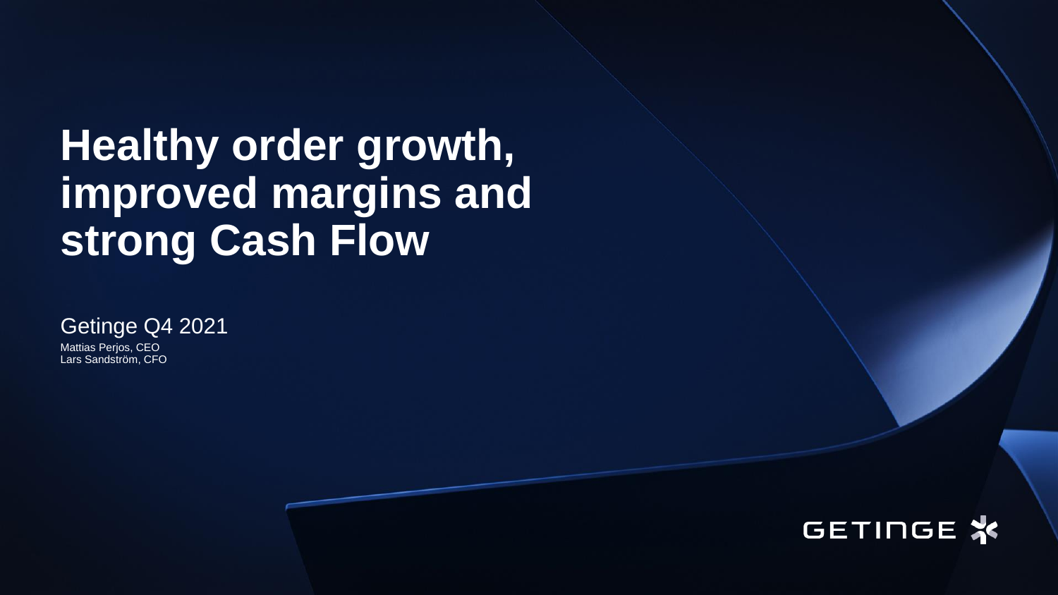# Healthy order growth, improved margins and strong Cash Flow

Getinge Q4 2021

Mattias Perjos, CEO
Lars Sandström, CFO

GETINGE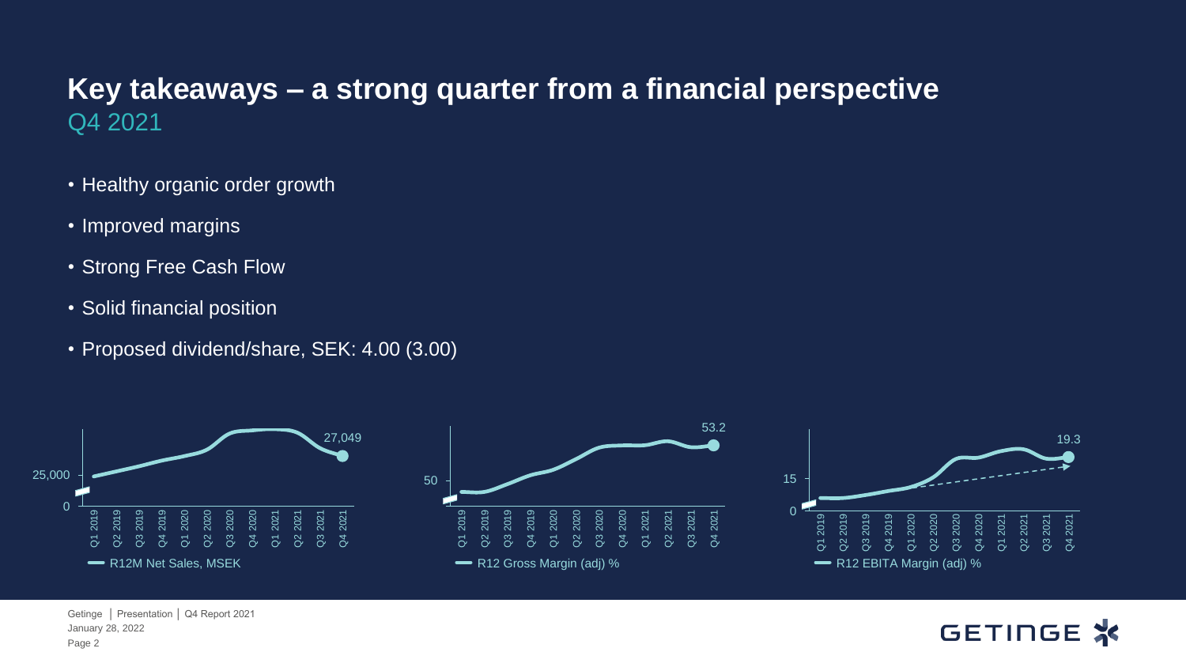# Key takeaways – a strong quarter from a financial perspective

## Q4 2021

- Healthy organic order growth
- Improved margins
- Strong Free Cash Flow
- Solid financial position
- Proposed dividend/share, SEK: 4.00 (3.00)

R12M Net Sales, MSEK: 27,049 (Q4 2021)

R12 Gross Margin (adj) %: 53.2 (Q4 2021)

R12 EBITA Margin (adj) %: 19.3 (Q4 2021)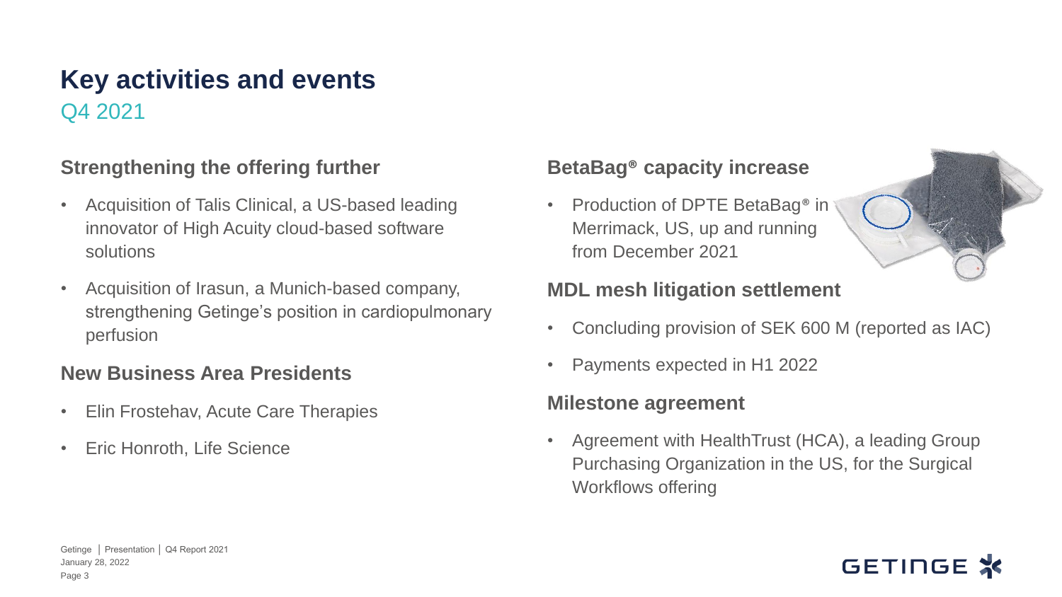# Key activities and events

## Q4 2021

### Strengthening the offering further

- Acquisition of Talis Clinical, a US-based leading innovator of High Acuity cloud-based software solutions
- Acquisition of Irasun, a Munich-based company, strengthening Getinge's position in cardiopulmonary perfusion

### New Business Area Presidents

- Elin Frostehav, Acute Care Therapies
- Eric Honroth, Life Science

### BetaBag® capacity increase

- Production of DPTE BetaBag® in Merrimack, US, up and running from December 2021

### MDL mesh litigation settlement

- Concluding provision of SEK 600 M (reported as IAC)
- Payments expected in H1 2022

### Milestone agreement

- Agreement with HealthTrust (HCA), a leading Group Purchasing Organization in the US, for the Surgical Workflows offering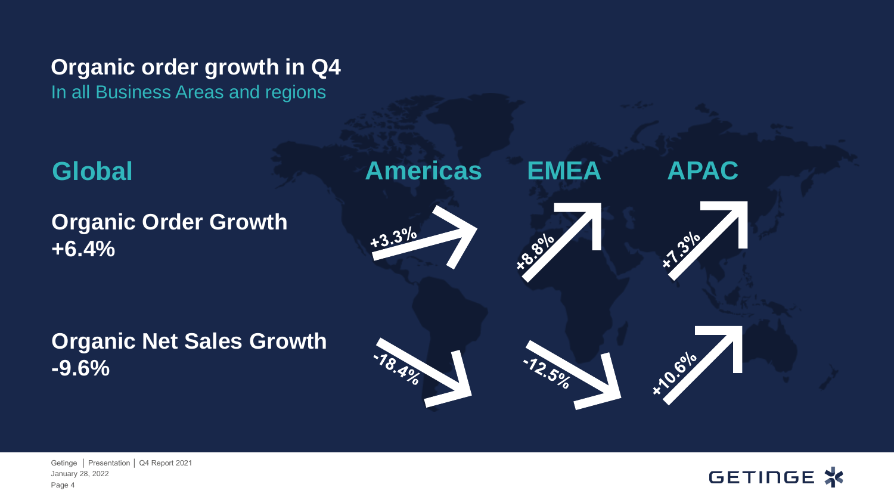# Organic order growth in Q4

In all Business Areas and regions

| Global | Americas | EMEA | APAC |
| --- | --- | --- | --- |
| **Organic Order Growth +6.4%** | +3.3% | +8.8% | +7.3% |
| **Organic Net Sales Growth -9.6%** | -18.4% | -12.5% | +10.6% |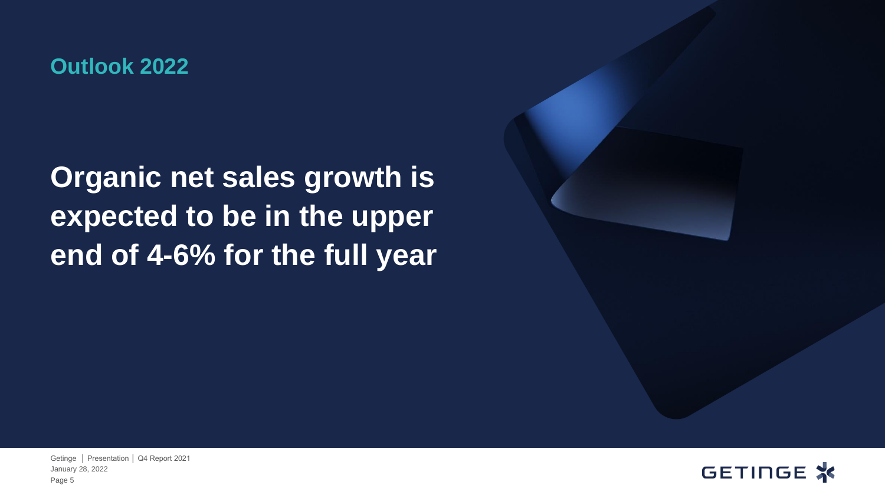## Outlook 2022

# Organic net sales growth is expected to be in the upper end of 4-6% for the full year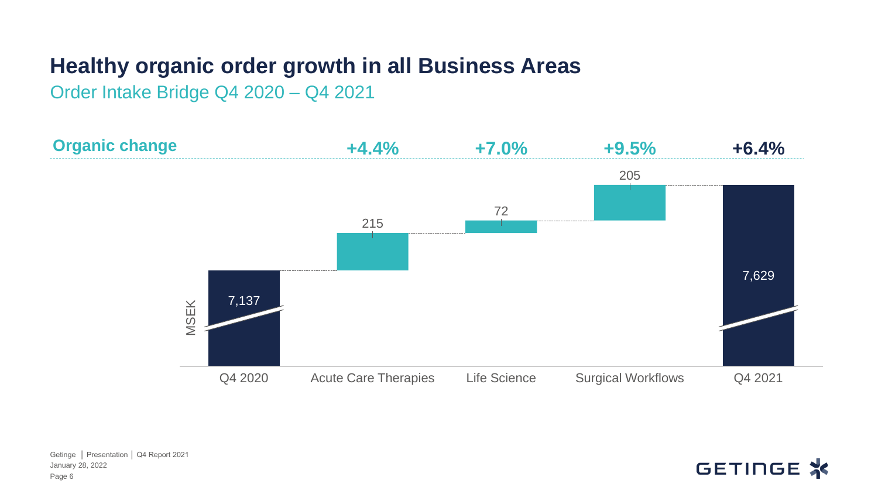# Healthy organic order growth in all Business Areas

## Order Intake Bridge Q4 2020 – Q4 2021

MSEK

| | Q4 2020 | Acute Care Therapies | Life Science | Surgical Workflows | Q4 2021 |
|---|---|---|---|---|---|
| **Organic change** | | **+4.4%** | **+7.0%** | **+9.5%** | **+6.4%** |
| Value | 7,137 | 215 | 72 | 205 | 7,629 |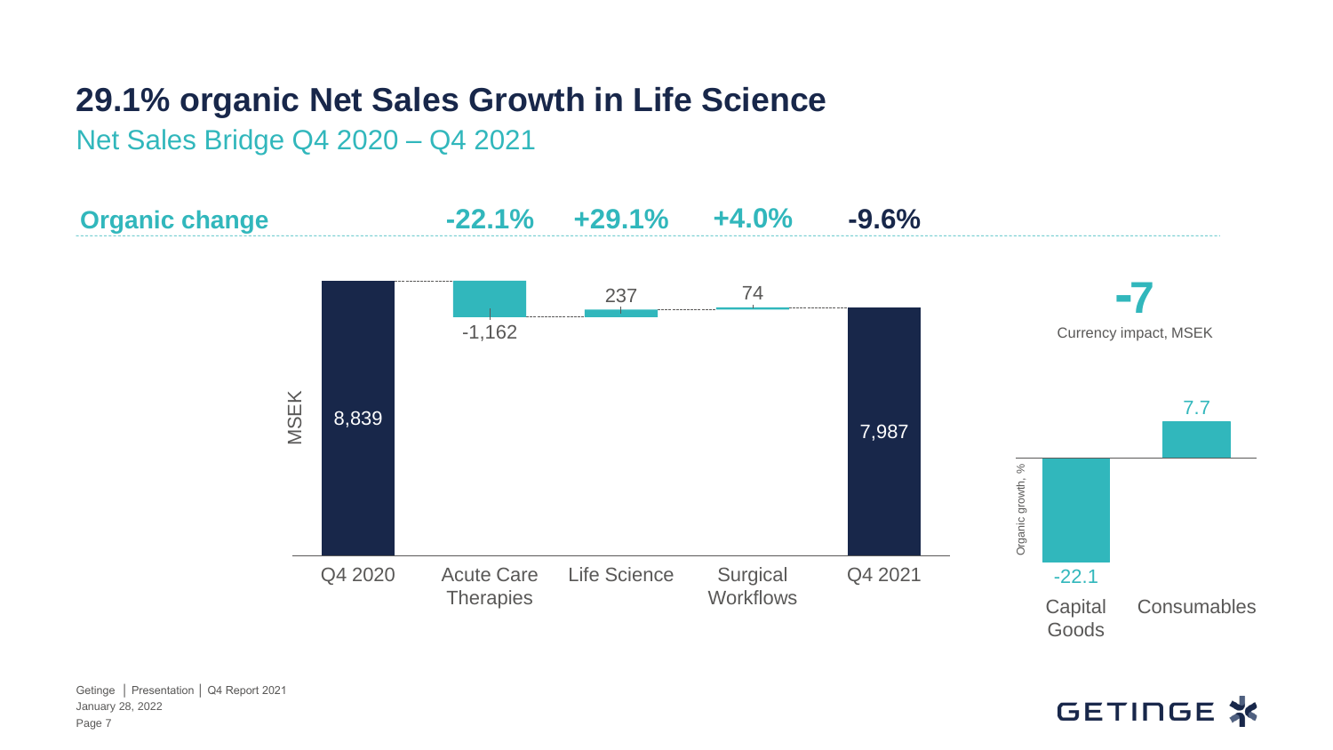# 29.1% organic Net Sales Growth in Life Science

## Net Sales Bridge Q4 2020 – Q4 2021

| | Q4 2020 | Acute Care Therapies | Life Science | Surgical Workflows | Q4 2021 |
|---|---|---|---|---|---|
| **Organic change** | | -22.1% | +29.1% | +4.0% | -9.6% |
| MSEK | 8,839 | -1,162 | 237 | 74 | 7,987 |

**-7**

Currency impact, MSEK

| | Capital Goods | Consumables |
|---|---|---|
| Organic growth, % | -22.1 | 7.7 |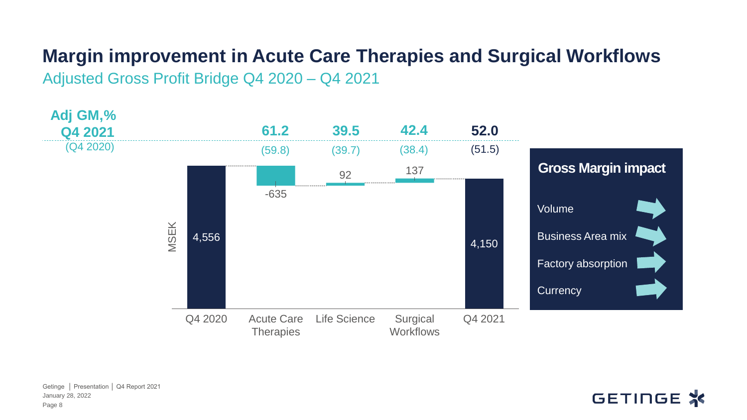# Margin improvement in Acute Care Therapies and Surgical Workflows

## Adjusted Gross Profit Bridge Q4 2020 – Q4 2021

| Adj GM,% Q4 2021 (Q4 2020) | Q4 2020 | Acute Care Therapies | Life Science | Surgical Workflows | Q4 2021 |
|---|---|---|---|---|---|
| Adj GM,% Q4 2021 | | 61.2 | 39.5 | 42.4 | 52.0 |
| (Q4 2020) | | (59.8) | (39.7) | (38.4) | (51.5) |
| MSEK | 4,556 | -635 | 92 | 137 | 4,150 |

**Gross Margin impact**

- Volume
- Business Area mix
- Factory absorption
- Currency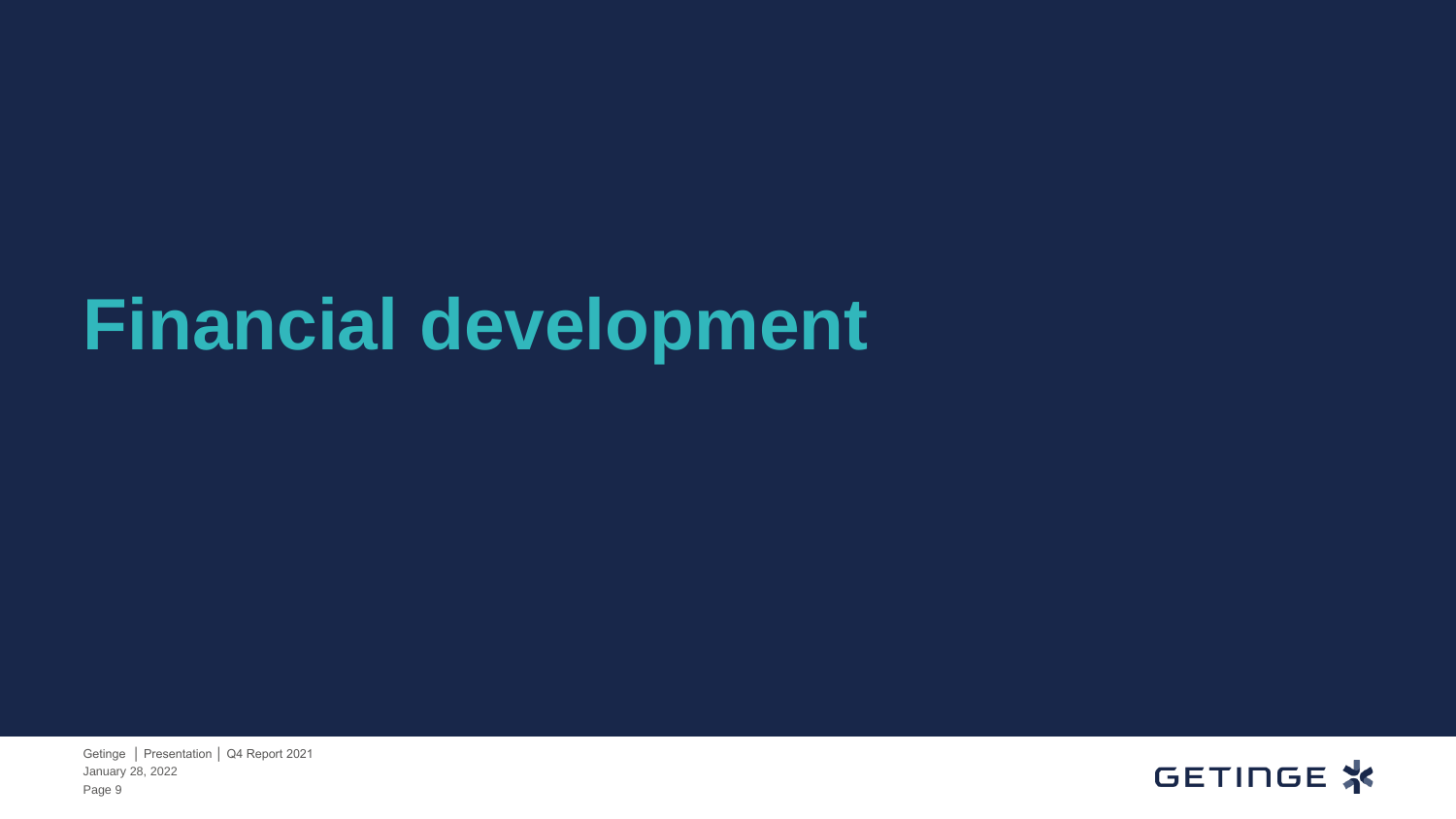# Financial development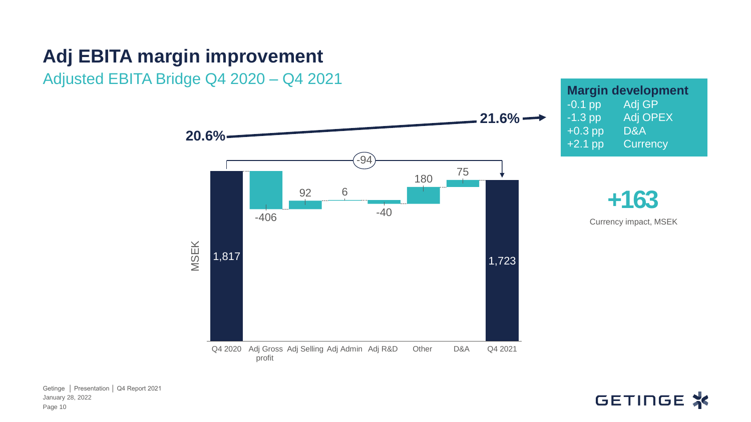# Adj EBITA margin improvement

## Adjusted EBITA Bridge Q4 2020 – Q4 2021

20.6% → 21.6%

MSEK

| Q4 2020 | Adj Gross profit | Adj Selling | Adj Admin | Adj R&D | Other | D&A | Q4 2021 |
|---|---|---|---|---|---|---|---|
| 1,817 | -406 | 92 | 6 | -40 | 180 | 75 | 1,723 |

Total change: -94

**Margin development**

| | |
|---|---|
| -0.1 pp | Adj GP |
| -1.3 pp | Adj OPEX |
| +0.3 pp | D&A |
| +2.1 pp | Currency |

**+163**

Currency impact, MSEK

Getinge | Presentation | Q4 Report 2021
January 28, 2022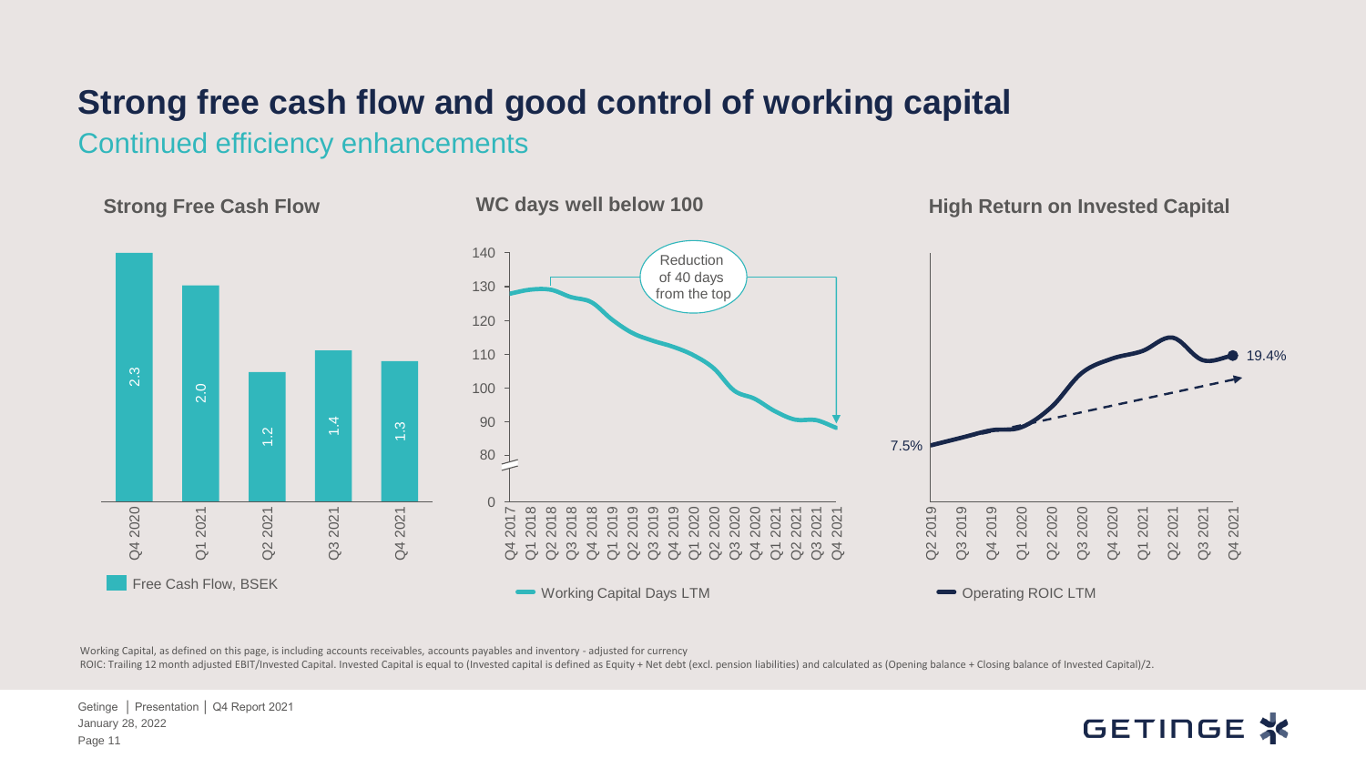# Strong free cash flow and good control of working capital

## Continued efficiency enhancements

### Strong Free Cash Flow

| | Q4 2020 | Q1 2021 | Q2 2021 | Q3 2021 | Q4 2021 |
|---|---|---|---|---|---|
| Free Cash Flow, BSEK | 2.3 | 2.0 | 1.2 | 1.4 | 1.3 |

### WC days well below 100

Reduction of 40 days from the top

Working Capital Days LTM

### High Return on Invested Capital

Operating ROIC LTM: 7.5% (Q2 2019) to 19.4% (Q4 2021)

Working Capital, as defined on this page, is including accounts receivables, accounts payables and inventory - adjusted for currency

ROIC: Trailing 12 month adjusted EBIT/Invested Capital. Invested Capital is equal to (Invested capital is defined as Equity + Net debt (excl. pension liabilities) and calculated as (Opening balance + Closing balance of Invested Capital)/2.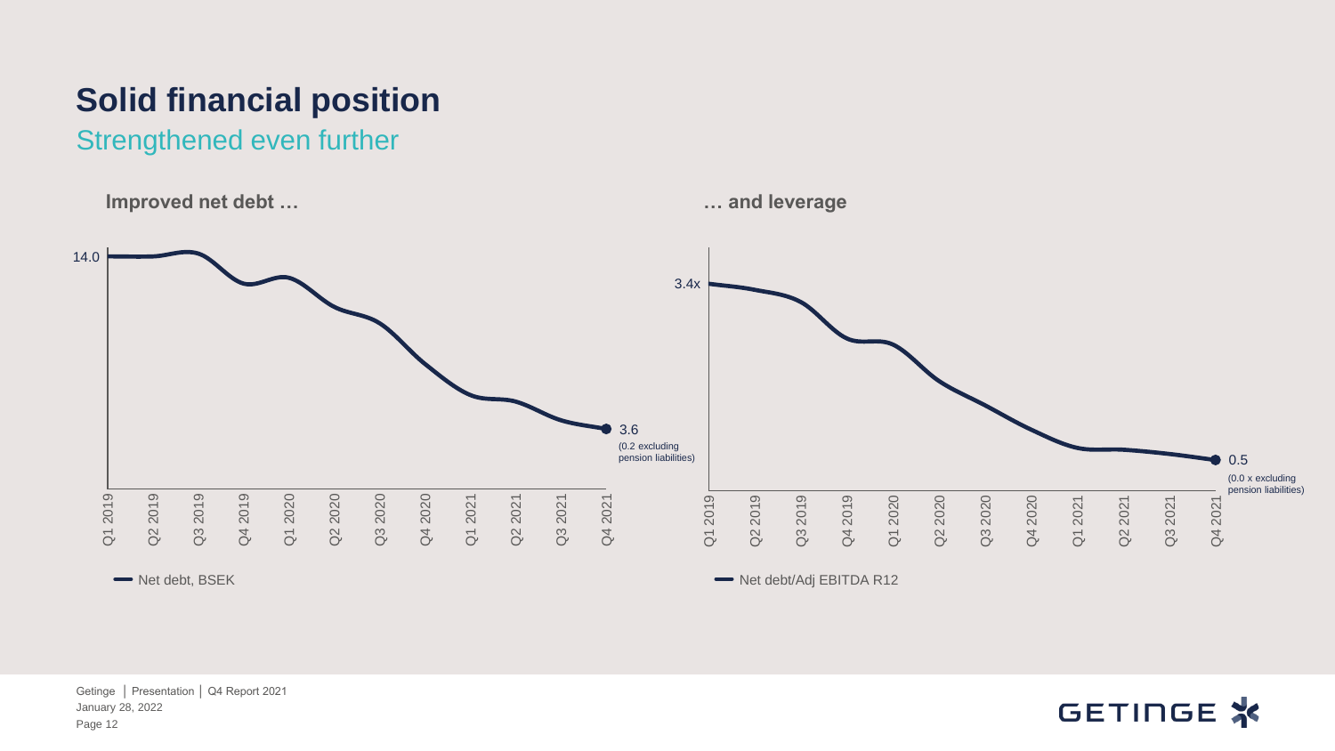# Solid financial position

## Strengthened even further

**Improved net debt …**

14.0

3.6
(0.2 excluding pension liabilities)

Q1 2019, Q2 2019, Q3 2019, Q4 2019, Q1 2020, Q2 2020, Q3 2020, Q4 2020, Q1 2021, Q2 2021, Q3 2021, Q4 2021

Net debt, BSEK

**… and leverage**

3.4x

0.5
(0.0 x excluding pension liabilities)

Q1 2019, Q2 2019, Q3 2019, Q4 2019, Q1 2020, Q2 2020, Q3 2020, Q4 2020, Q1 2021, Q2 2021, Q3 2021, Q4 2021

Net debt/Adj EBITDA R12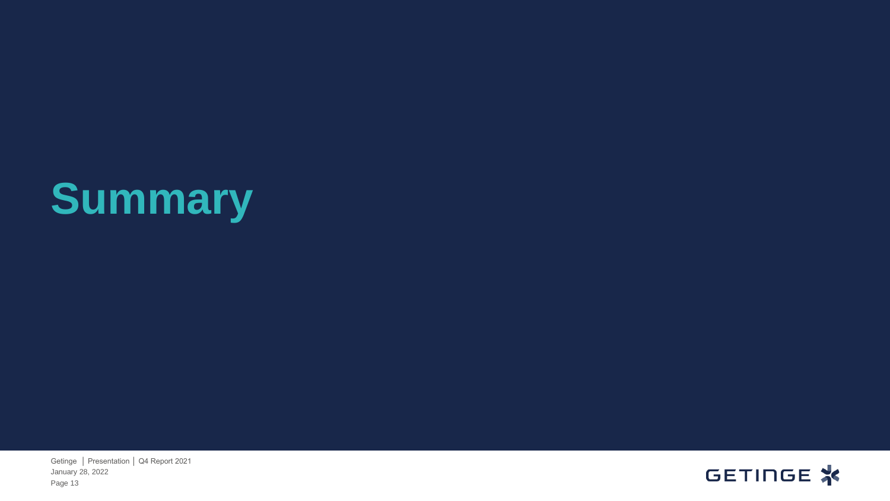# Summary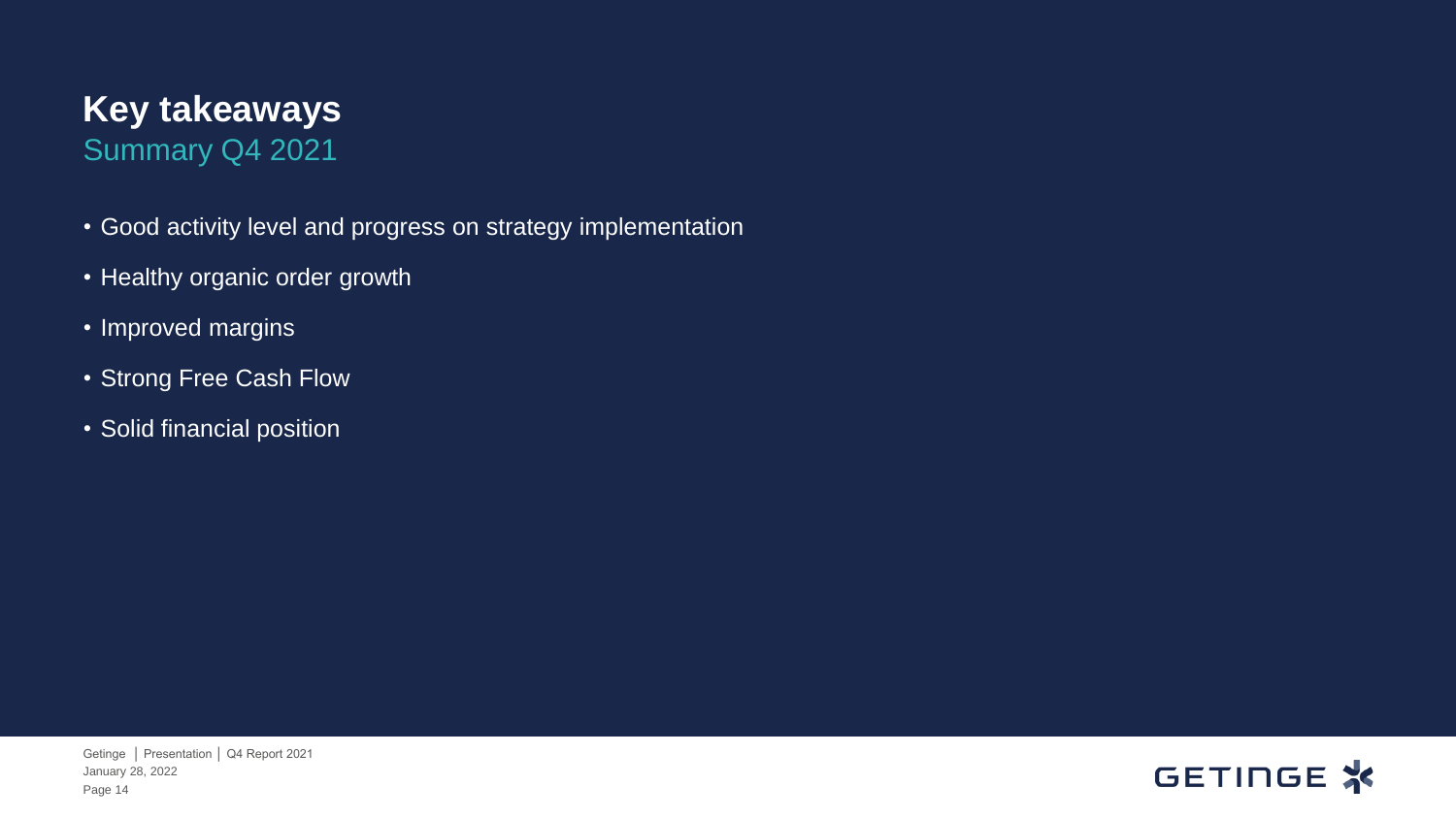# Key takeaways

## Summary Q4 2021

- Good activity level and progress on strategy implementation
- Healthy organic order growth
- Improved margins
- Strong Free Cash Flow
- Solid financial position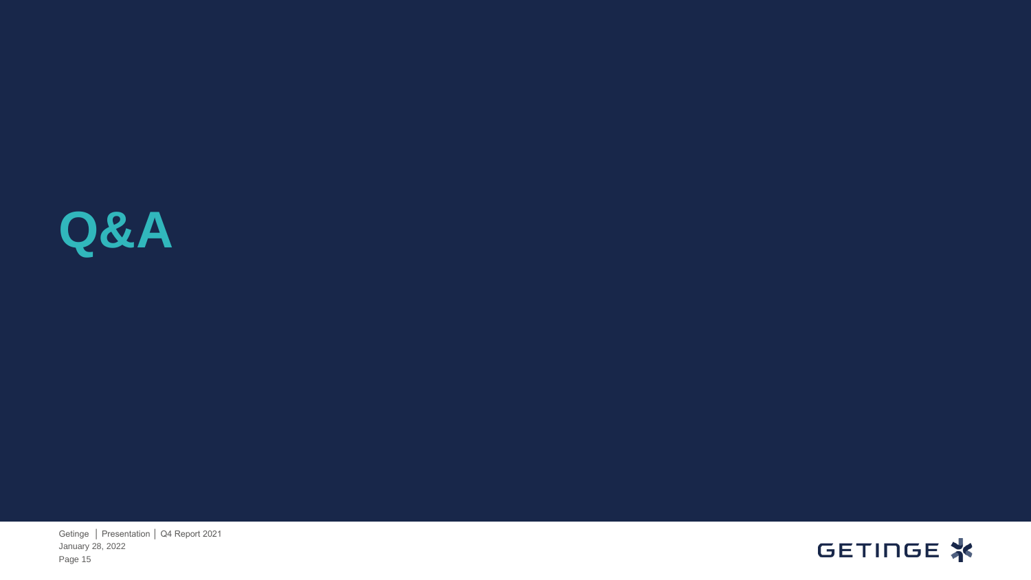# Q&A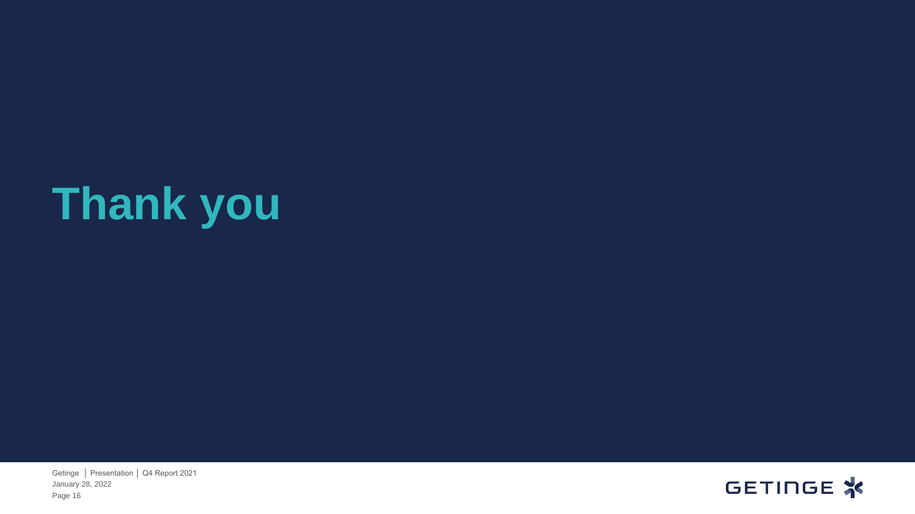# Thank you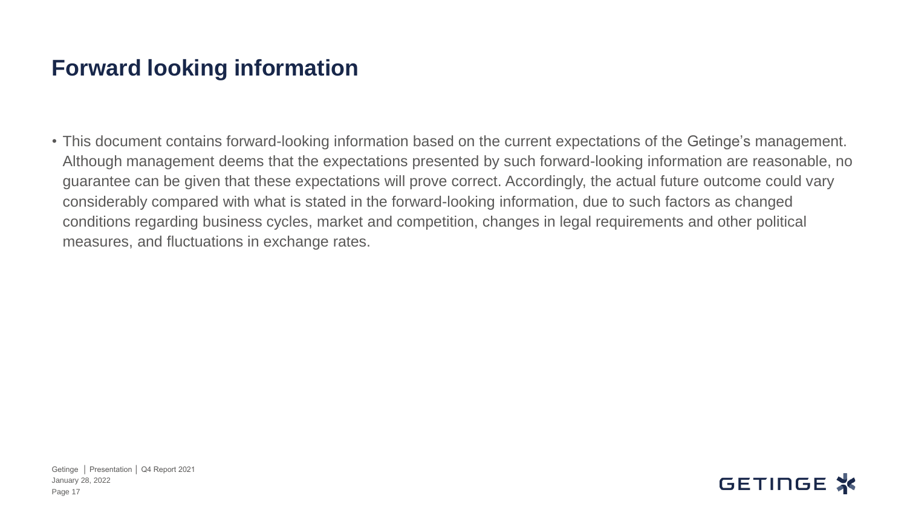# Forward looking information

- This document contains forward-looking information based on the current expectations of the Getinge's management. Although management deems that the expectations presented by such forward-looking information are reasonable, no guarantee can be given that these expectations will prove correct. Accordingly, the actual future outcome could vary considerably compared with what is stated in the forward-looking information, due to such factors as changed conditions regarding business cycles, market and competition, changes in legal requirements and other political measures, and fluctuations in exchange rates.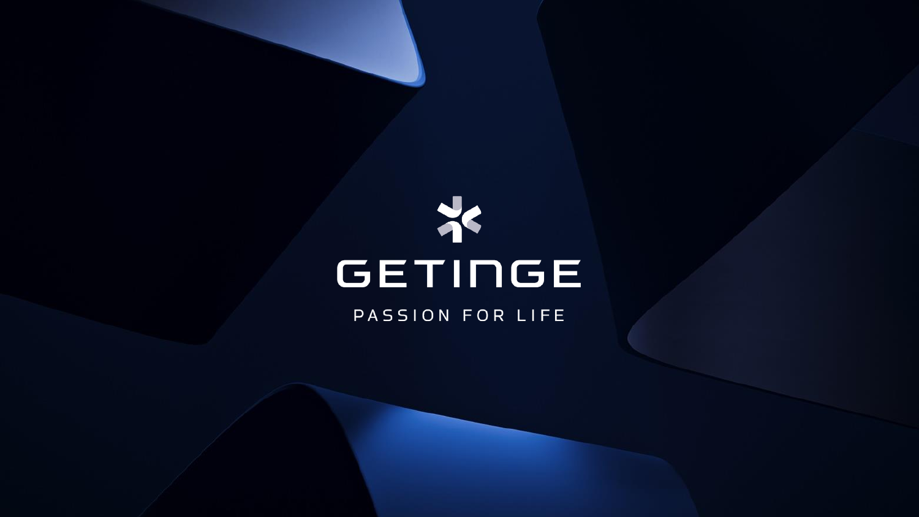GETINGE

PASSION FOR LIFE